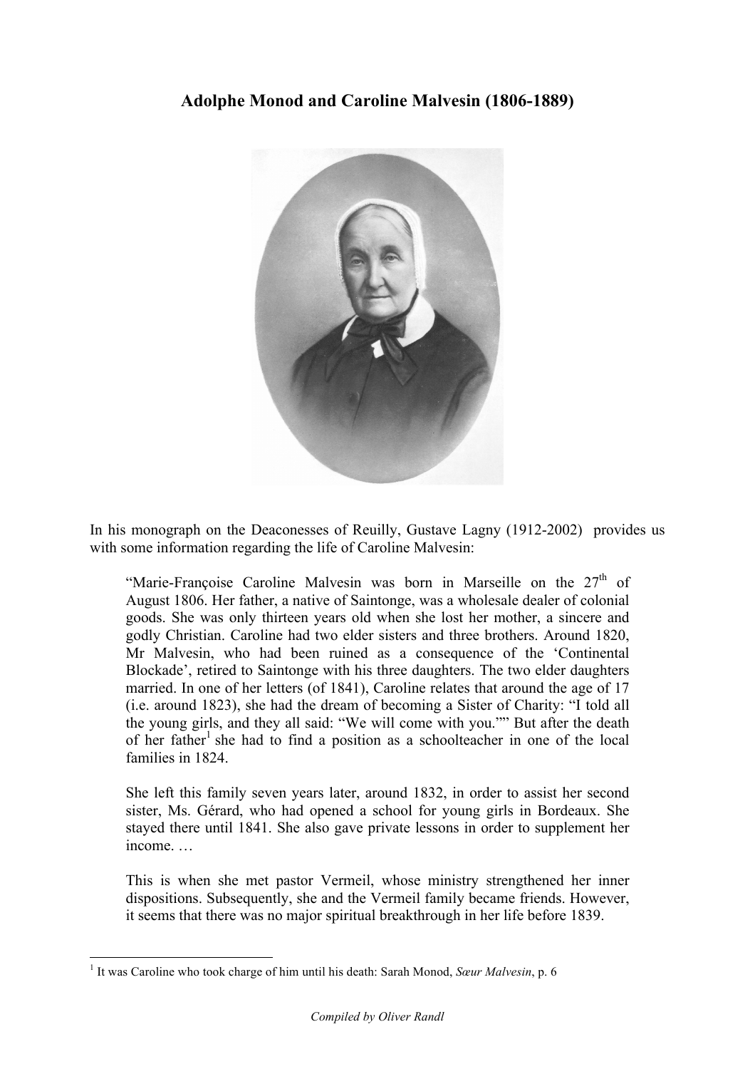# Adolphe Monod and Caroline Malvesin (1806-1889)

In his monograph on the Deaconesses of Reuilly, Gustave Lagny (1912-2002) provides us with some information regarding the life of Caroline Malvesin:

> "Marie-Françoise Caroline Malvesin was born in Marseille on the 27th of August 1806. Her father, a native of Saintonge, was a wholesale dealer of colonial goods. She was only thirteen years old when she lost her mother, a sincere and godly Christian. Caroline had two elder sisters and three brothers. Around 1820, Mr Malvesin, who had been ruined as a consequence of the 'Continental Blockade', retired to Saintonge with his three daughters. The two elder daughters married. In one of her letters (of 1841), Caroline relates that around the age of 17 (i.e. around 1823), she had the dream of becoming a Sister of Charity: "I told all the young girls, and they all said: "We will come with you."" But after the death of her father[1] she had to find a position as a schoolteacher in one of the local families in 1824.
>
> She left this family seven years later, around 1832, in order to assist her second sister, Ms. Gérard, who had opened a school for young girls in Bordeaux. She stayed there until 1841. She also gave private lessons in order to supplement her income. …
>
> This is when she met pastor Vermeil, whose ministry strengthened her inner dispositions. Subsequently, she and the Vermeil family became friends. However, it seems that there was no major spiritual breakthrough in her life before 1839.

[1] It was Caroline who took charge of him until his death: Sarah Monod, *Sœur Malvesin*, p. 6

*Compiled by Oliver Randl*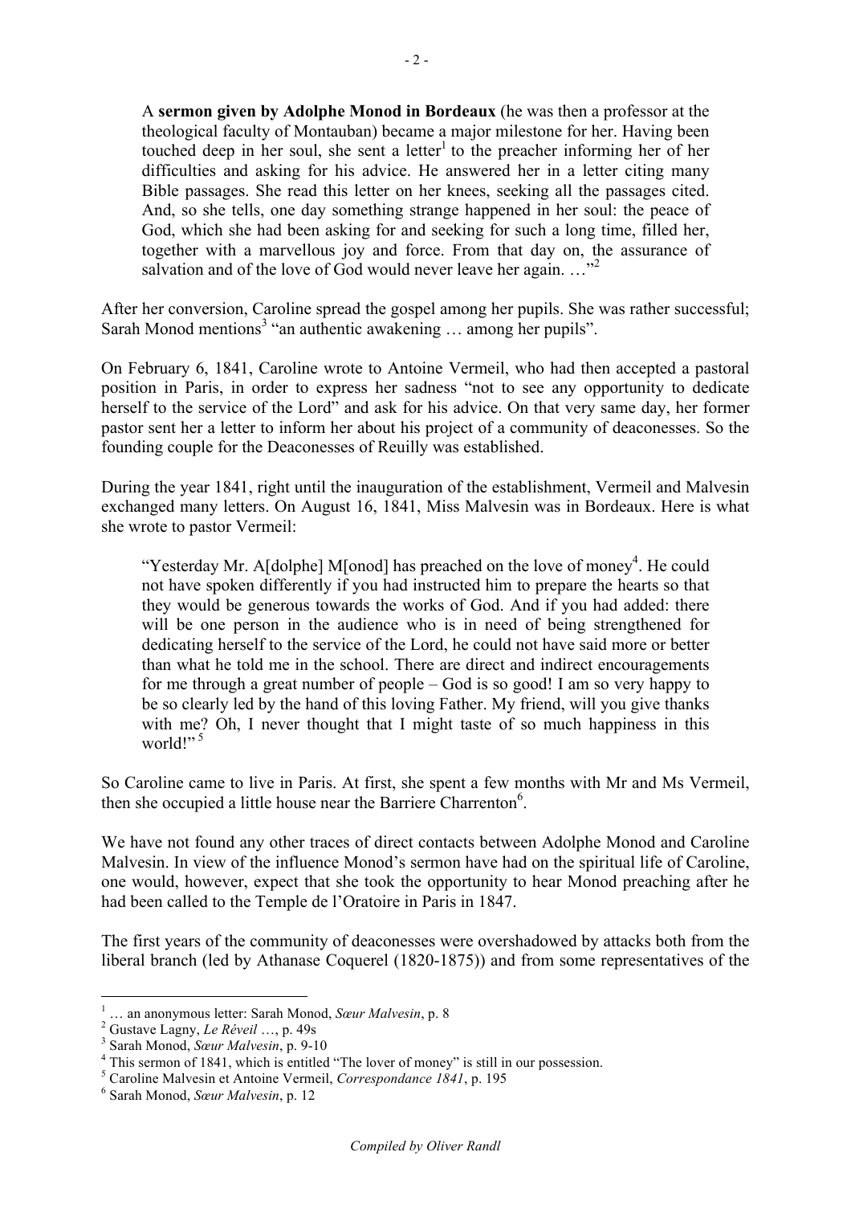> A **sermon given by Adolphe Monod in Bordeaux** (he was then a professor at the theological faculty of Montauban) became a major milestone for her. Having been touched deep in her soul, she sent a letter[1] to the preacher informing her of her difficulties and asking for his advice. He answered her in a letter citing many Bible passages. She read this letter on her knees, seeking all the passages cited. And, so she tells, one day something strange happened in her soul: the peace of God, which she had been asking for and seeking for such a long time, filled her, together with a marvellous joy and force. From that day on, the assurance of salvation and of the love of God would never leave her again. …"[2]

After her conversion, Caroline spread the gospel among her pupils. She was rather successful; Sarah Monod mentions[3] "an authentic awakening … among her pupils".

On February 6, 1841, Caroline wrote to Antoine Vermeil, who had then accepted a pastoral position in Paris, in order to express her sadness "not to see any opportunity to dedicate herself to the service of the Lord" and ask for his advice. On that very same day, her former pastor sent her a letter to inform her about his project of a community of deaconesses. So the founding couple for the Deaconesses of Reuilly was established.

During the year 1841, right until the inauguration of the establishment, Vermeil and Malvesin exchanged many letters. On August 16, 1841, Miss Malvesin was in Bordeaux. Here is what she wrote to pastor Vermeil:

> "Yesterday Mr. A[dolphe] M[onod] has preached on the love of money[4]. He could not have spoken differently if you had instructed him to prepare the hearts so that they would be generous towards the works of God. And if you had added: there will be one person in the audience who is in need of being strengthened for dedicating herself to the service of the Lord, he could not have said more or better than what he told me in the school. There are direct and indirect encouragements for me through a great number of people – God is so good! I am so very happy to be so clearly led by the hand of this loving Father. My friend, will you give thanks with me? Oh, I never thought that I might taste of so much happiness in this world!"[5]

So Caroline came to live in Paris. At first, she spent a few months with Mr and Ms Vermeil, then she occupied a little house near the Barriere Charrenton[6].

We have not found any other traces of direct contacts between Adolphe Monod and Caroline Malvesin. In view of the influence Monod's sermon have had on the spiritual life of Caroline, one would, however, expect that she took the opportunity to hear Monod preaching after he had been called to the Temple de l'Oratoire in Paris in 1847.

The first years of the community of deaconesses were overshadowed by attacks both from the liberal branch (led by Athanase Coquerel (1820-1875)) and from some representatives of the

---

[1] … an anonymous letter: Sarah Monod, *Sœur Malvesin*, p. 8

[2] Gustave Lagny, *Le Réveil* …, p. 49s

[3] Sarah Monod, *Sœur Malvesin*, p. 9-10

[4] This sermon of 1841, which is entitled "The lover of money" is still in our possession.

[5] Caroline Malvesin et Antoine Vermeil, *Correspondance 1841*, p. 195

[6] Sarah Monod, *Sœur Malvesin*, p. 12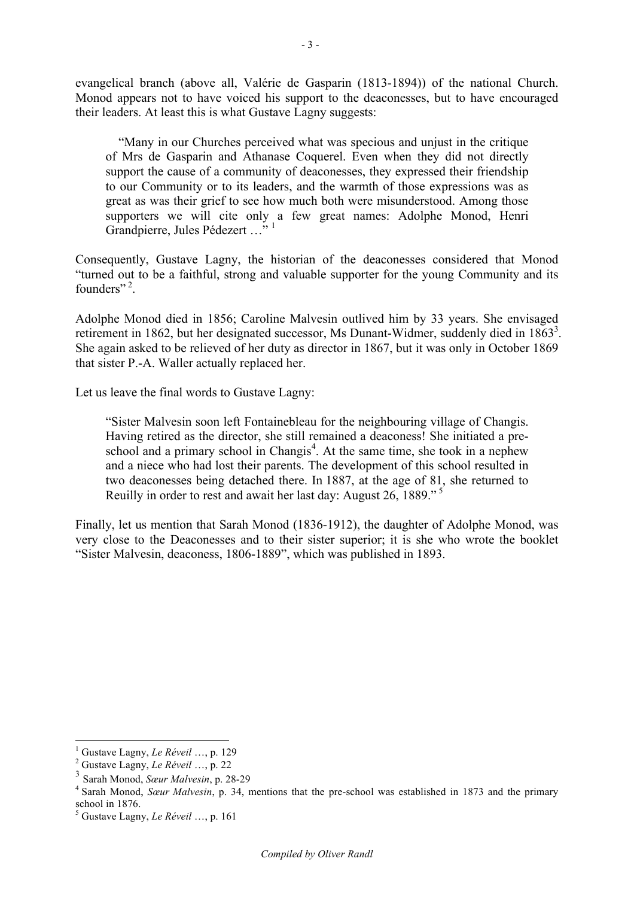evangelical branch (above all, Valérie de Gasparin (1813-1894)) of the national Church. Monod appears not to have voiced his support to the deaconesses, but to have encouraged their leaders. At least this is what Gustave Lagny suggests:

> "Many in our Churches perceived what was specious and unjust in the critique of Mrs de Gasparin and Athanase Coquerel. Even when they did not directly support the cause of a community of deaconesses, they expressed their friendship to our Community or to its leaders, and the warmth of those expressions was as great as was their grief to see how much both were misunderstood. Among those supporters we will cite only a few great names: Adolphe Monod, Henri Grandpierre, Jules Pédezert …" [1]

Consequently, Gustave Lagny, the historian of the deaconesses considered that Monod "turned out to be a faithful, strong and valuable supporter for the young Community and its founders" [2].

Adolphe Monod died in 1856; Caroline Malvesin outlived him by 33 years. She envisaged retirement in 1862, but her designated successor, Ms Dunant-Widmer, suddenly died in 1863[3]. She again asked to be relieved of her duty as director in 1867, but it was only in October 1869 that sister P.-A. Waller actually replaced her.

Let us leave the final words to Gustave Lagny:

> "Sister Malvesin soon left Fontainebleau for the neighbouring village of Changis. Having retired as the director, she still remained a deaconess! She initiated a pre-school and a primary school in Changis[4]. At the same time, she took in a nephew and a niece who had lost their parents. The development of this school resulted in two deaconesses being detached there. In 1887, at the age of 81, she returned to Reuilly in order to rest and await her last day: August 26, 1889." [5]

Finally, let us mention that Sarah Monod (1836-1912), the daughter of Adolphe Monod, was very close to the Deaconesses and to their sister superior; it is she who wrote the booklet "Sister Malvesin, deaconess, 1806-1889", which was published in 1893.

---

[1] Gustave Lagny, *Le Réveil* …, p. 129

[2] Gustave Lagny, *Le Réveil* …, p. 22

[3] Sarah Monod, *Sœur Malvesin*, p. 28-29

[4] Sarah Monod, *Sœur Malvesin*, p. 34, mentions that the pre-school was established in 1873 and the primary school in 1876.

[5] Gustave Lagny, *Le Réveil* …, p. 161

*Compiled by Oliver Randl*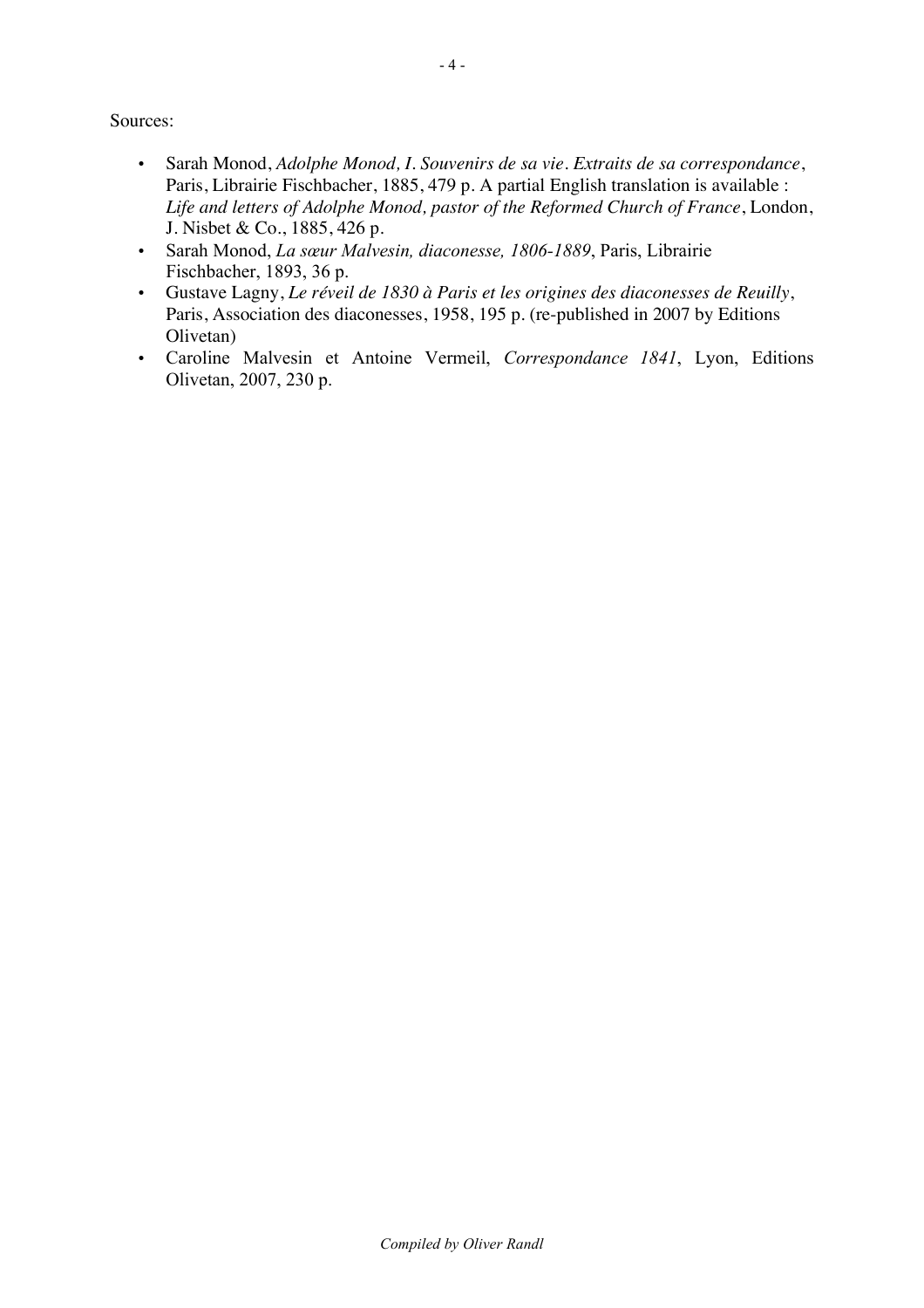Sources:

- Sarah Monod, *Adolphe Monod, I. Souvenirs de sa vie. Extraits de sa correspondance*, Paris, Librairie Fischbacher, 1885, 479 p. A partial English translation is available : *Life and letters of Adolphe Monod, pastor of the Reformed Church of France*, London, J. Nisbet & Co., 1885, 426 p.
- Sarah Monod, *La sœur Malvesin, diaconesse, 1806-1889*, Paris, Librairie Fischbacher, 1893, 36 p.
- Gustave Lagny, *Le réveil de 1830 à Paris et les origines des diaconesses de Reuilly*, Paris, Association des diaconesses, 1958, 195 p. (re-published in 2007 by Editions Olivetan)
- Caroline Malvesin et Antoine Vermeil, *Correspondance 1841*, Lyon, Editions Olivetan, 2007, 230 p.

*Compiled by Oliver Randl*